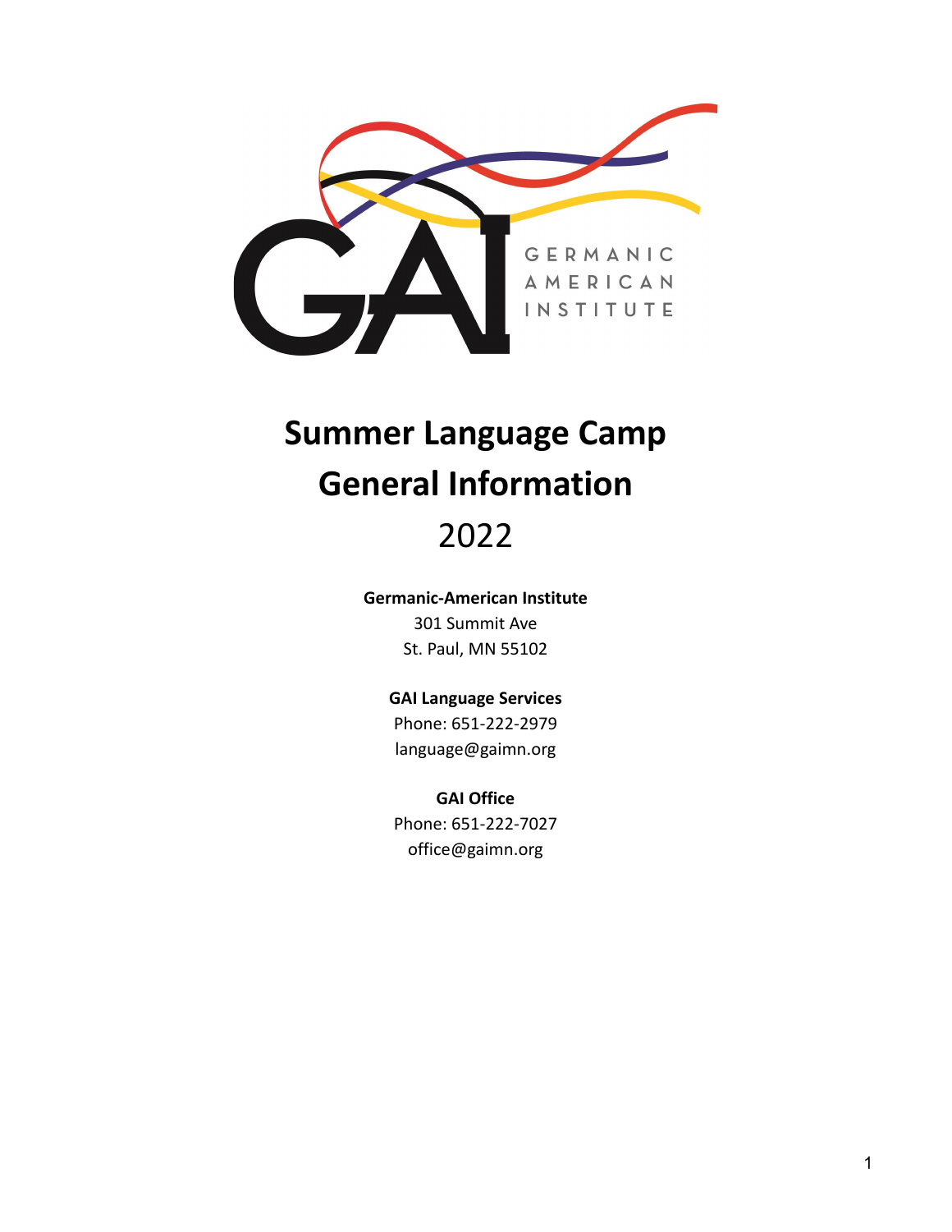GAI GERMANIC AMERICAN INSTITUTE

# Summer Language Camp
# General Information
# 2022

**Germanic-American Institute**
301 Summit Ave
St. Paul, MN 55102

**GAI Language Services**
Phone: 651-222-2979
language@gaimn.org

**GAI Office**
Phone: 651-222-7027
office@gaimn.org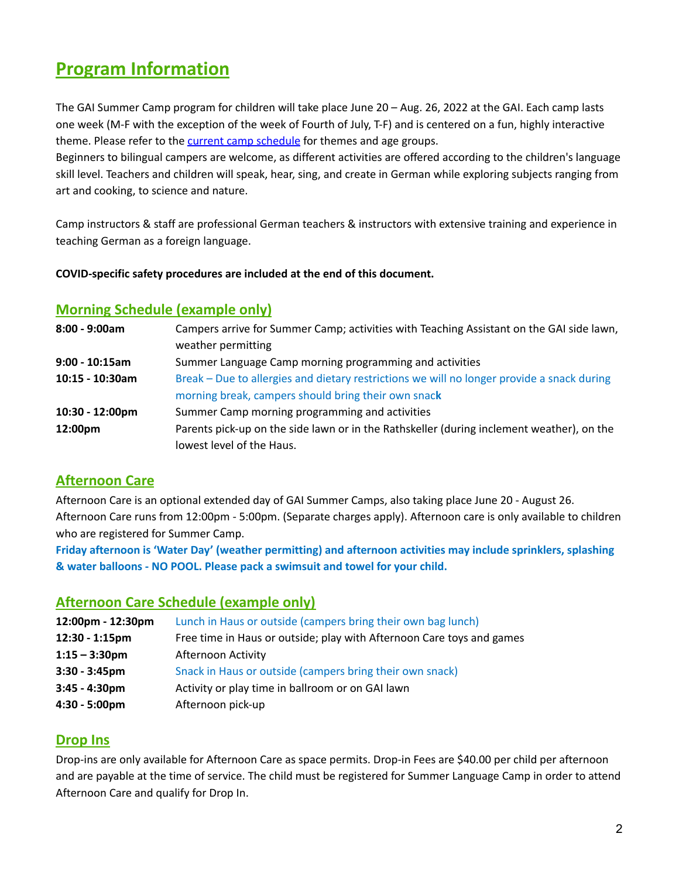# Program Information

The GAI Summer Camp program for children will take place June 20 – Aug. 26, 2022 at the GAI. Each camp lasts one week (M-F with the exception of the week of Fourth of July, T-F) and is centered on a fun, highly interactive theme. Please refer to the current camp schedule for themes and age groups.
Beginners to bilingual campers are welcome, as different activities are offered according to the children's language skill level. Teachers and children will speak, hear, sing, and create in German while exploring subjects ranging from art and cooking, to science and nature.

Camp instructors & staff are professional German teachers & instructors with extensive training and experience in teaching German as a foreign language.

**COVID-specific safety procedures are included at the end of this document.**

## Morning Schedule (example only)

| | |
|---|---|
| **8:00 - 9:00am** | Campers arrive for Summer Camp; activities with Teaching Assistant on the GAI side lawn, weather permitting |
| **9:00 - 10:15am** | Summer Language Camp morning programming and activities |
| **10:15 - 10:30am** | Break – Due to allergies and dietary restrictions we will no longer provide a snack during morning break, campers should bring their own snack |
| **10:30 - 12:00pm** | Summer Camp morning programming and activities |
| **12:00pm** | Parents pick-up on the side lawn or in the Rathskeller (during inclement weather), on the lowest level of the Haus. |

## Afternoon Care

Afternoon Care is an optional extended day of GAI Summer Camps, also taking place June 20 - August 26. Afternoon Care runs from 12:00pm - 5:00pm. (Separate charges apply). Afternoon care is only available to children who are registered for Summer Camp.
**Friday afternoon is 'Water Day' (weather permitting) and afternoon activities may include sprinklers, splashing & water balloons - NO POOL. Please pack a swimsuit and towel for your child.**

## Afternoon Care Schedule (example only)

| | |
|---|---|
| **12:00pm - 12:30pm** | Lunch in Haus or outside (campers bring their own bag lunch) |
| **12:30 - 1:15pm** | Free time in Haus or outside; play with Afternoon Care toys and games |
| **1:15 – 3:30pm** | Afternoon Activity |
| **3:30 - 3:45pm** | Snack in Haus or outside (campers bring their own snack) |
| **3:45 - 4:30pm** | Activity or play time in ballroom or on GAI lawn |
| **4:30 - 5:00pm** | Afternoon pick-up |

## Drop Ins

Drop-ins are only available for Afternoon Care as space permits. Drop-in Fees are $40.00 per child per afternoon and are payable at the time of service. The child must be registered for Summer Language Camp in order to attend Afternoon Care and qualify for Drop In.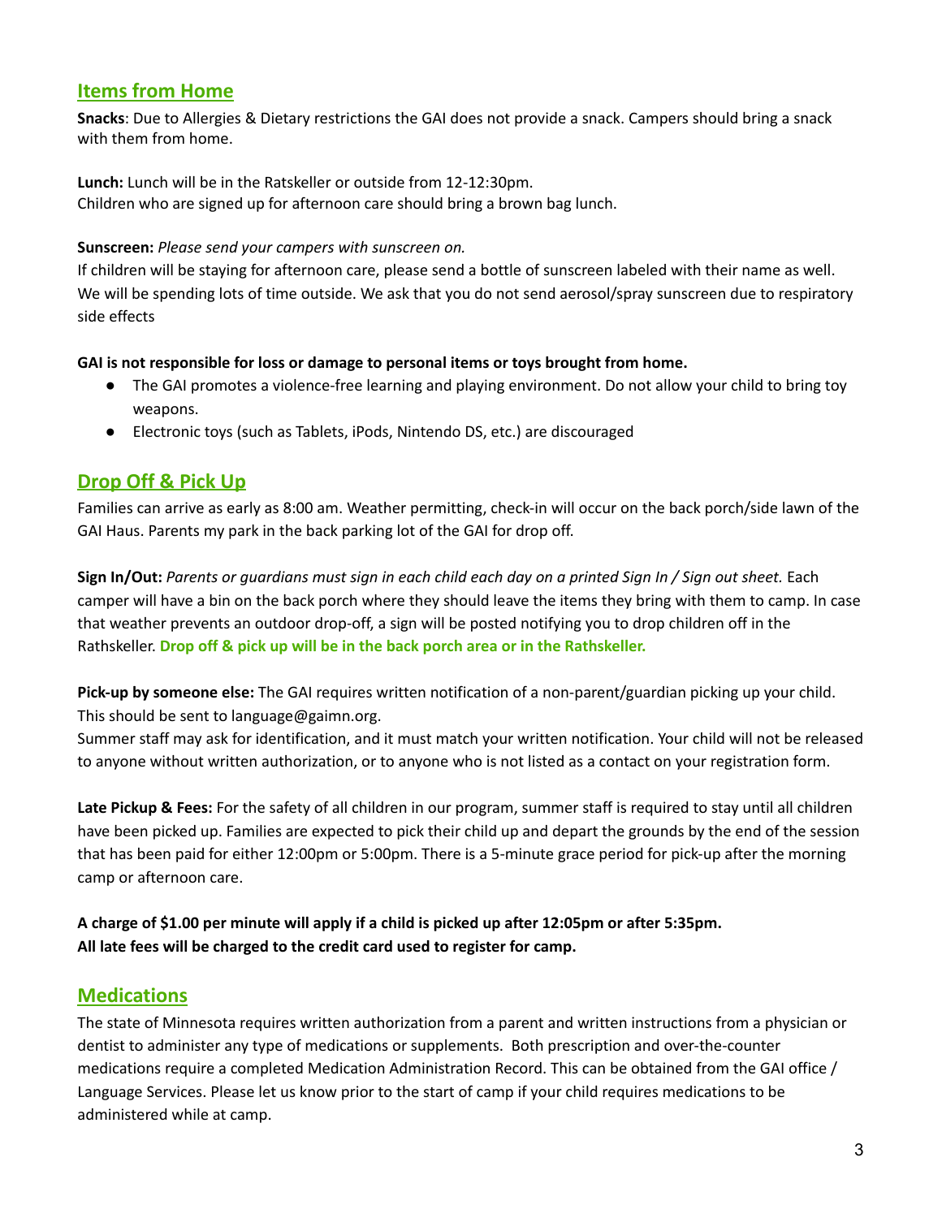## Items from Home

**Snacks**: Due to Allergies & Dietary restrictions the GAI does not provide a snack. Campers should bring a snack with them from home.

**Lunch:** Lunch will be in the Ratskeller or outside from 12-12:30pm.
Children who are signed up for afternoon care should bring a brown bag lunch.

**Sunscreen:** *Please send your campers with sunscreen on.*
If children will be staying for afternoon care, please send a bottle of sunscreen labeled with their name as well. We will be spending lots of time outside. We ask that you do not send aerosol/spray sunscreen due to respiratory side effects

**GAI is not responsible for loss or damage to personal items or toys brought from home.**

- The GAI promotes a violence-free learning and playing environment. Do not allow your child to bring toy weapons.
- Electronic toys (such as Tablets, iPods, Nintendo DS, etc.) are discouraged

## Drop Off & Pick Up

Families can arrive as early as 8:00 am. Weather permitting, check-in will occur on the back porch/side lawn of the GAI Haus. Parents my park in the back parking lot of the GAI for drop off.

**Sign In/Out:** *Parents or guardians must sign in each child each day on a printed Sign In / Sign out sheet.* Each camper will have a bin on the back porch where they should leave the items they bring with them to camp. In case that weather prevents an outdoor drop-off, a sign will be posted notifying you to drop children off in the Rathskeller. **Drop off & pick up will be in the back porch area or in the Rathskeller.**

**Pick-up by someone else:** The GAI requires written notification of a non-parent/guardian picking up your child. This should be sent to language@gaimn.org.
Summer staff may ask for identification, and it must match your written notification. Your child will not be released to anyone without written authorization, or to anyone who is not listed as a contact on your registration form.

**Late Pickup & Fees:** For the safety of all children in our program, summer staff is required to stay until all children have been picked up. Families are expected to pick their child up and depart the grounds by the end of the session that has been paid for either 12:00pm or 5:00pm. There is a 5-minute grace period for pick-up after the morning camp or afternoon care.

**A charge of $1.00 per minute will apply if a child is picked up after 12:05pm or after 5:35pm.**
**All late fees will be charged to the credit card used to register for camp.**

## Medications

The state of Minnesota requires written authorization from a parent and written instructions from a physician or dentist to administer any type of medications or supplements. Both prescription and over-the-counter medications require a completed Medication Administration Record. This can be obtained from the GAI office / Language Services. Please let us know prior to the start of camp if your child requires medications to be administered while at camp.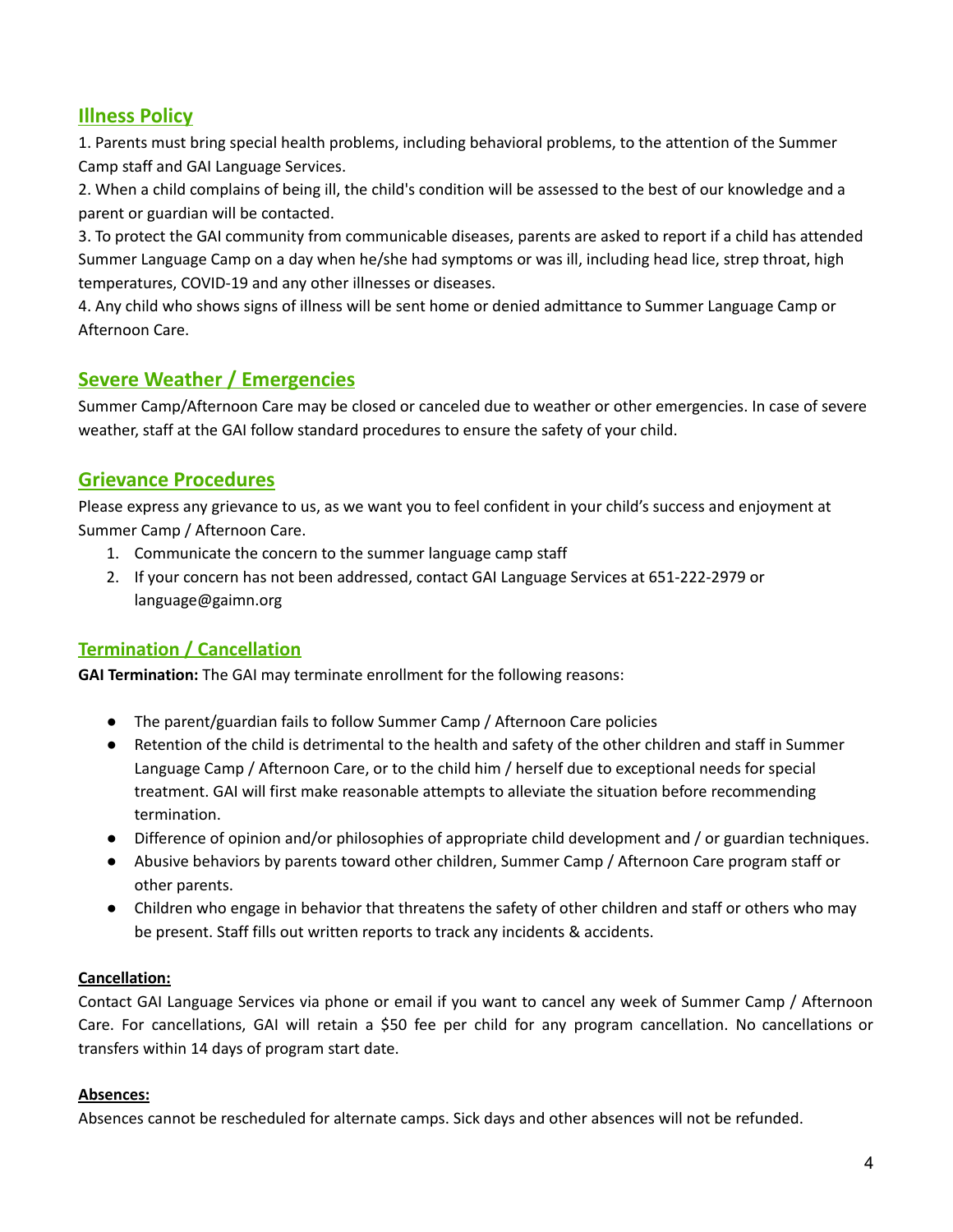## Illness Policy

1. Parents must bring special health problems, including behavioral problems, to the attention of the Summer Camp staff and GAI Language Services.
2. When a child complains of being ill, the child's condition will be assessed to the best of our knowledge and a parent or guardian will be contacted.
3. To protect the GAI community from communicable diseases, parents are asked to report if a child has attended Summer Language Camp on a day when he/she had symptoms or was ill, including head lice, strep throat, high temperatures, COVID-19 and any other illnesses or diseases.
4. Any child who shows signs of illness will be sent home or denied admittance to Summer Language Camp or Afternoon Care.

## Severe Weather / Emergencies

Summer Camp/Afternoon Care may be closed or canceled due to weather or other emergencies. In case of severe weather, staff at the GAI follow standard procedures to ensure the safety of your child.

## Grievance Procedures

Please express any grievance to us, as we want you to feel confident in your child's success and enjoyment at Summer Camp / Afternoon Care.

1. Communicate the concern to the summer language camp staff
2. If your concern has not been addressed, contact GAI Language Services at 651-222-2979 or language@gaimn.org

## Termination / Cancellation

**GAI Termination:** The GAI may terminate enrollment for the following reasons:

- The parent/guardian fails to follow Summer Camp / Afternoon Care policies
- Retention of the child is detrimental to the health and safety of the other children and staff in Summer Language Camp / Afternoon Care, or to the child him / herself due to exceptional needs for special treatment. GAI will first make reasonable attempts to alleviate the situation before recommending termination.
- Difference of opinion and/or philosophies of appropriate child development and / or guardian techniques.
- Abusive behaviors by parents toward other children, Summer Camp / Afternoon Care program staff or other parents.
- Children who engage in behavior that threatens the safety of other children and staff or others who may be present. Staff fills out written reports to track any incidents & accidents.

**Cancellation:**

Contact GAI Language Services via phone or email if you want to cancel any week of Summer Camp / Afternoon Care. For cancellations, GAI will retain a $50 fee per child for any program cancellation. No cancellations or transfers within 14 days of program start date.

**Absences:**

Absences cannot be rescheduled for alternate camps. Sick days and other absences will not be refunded.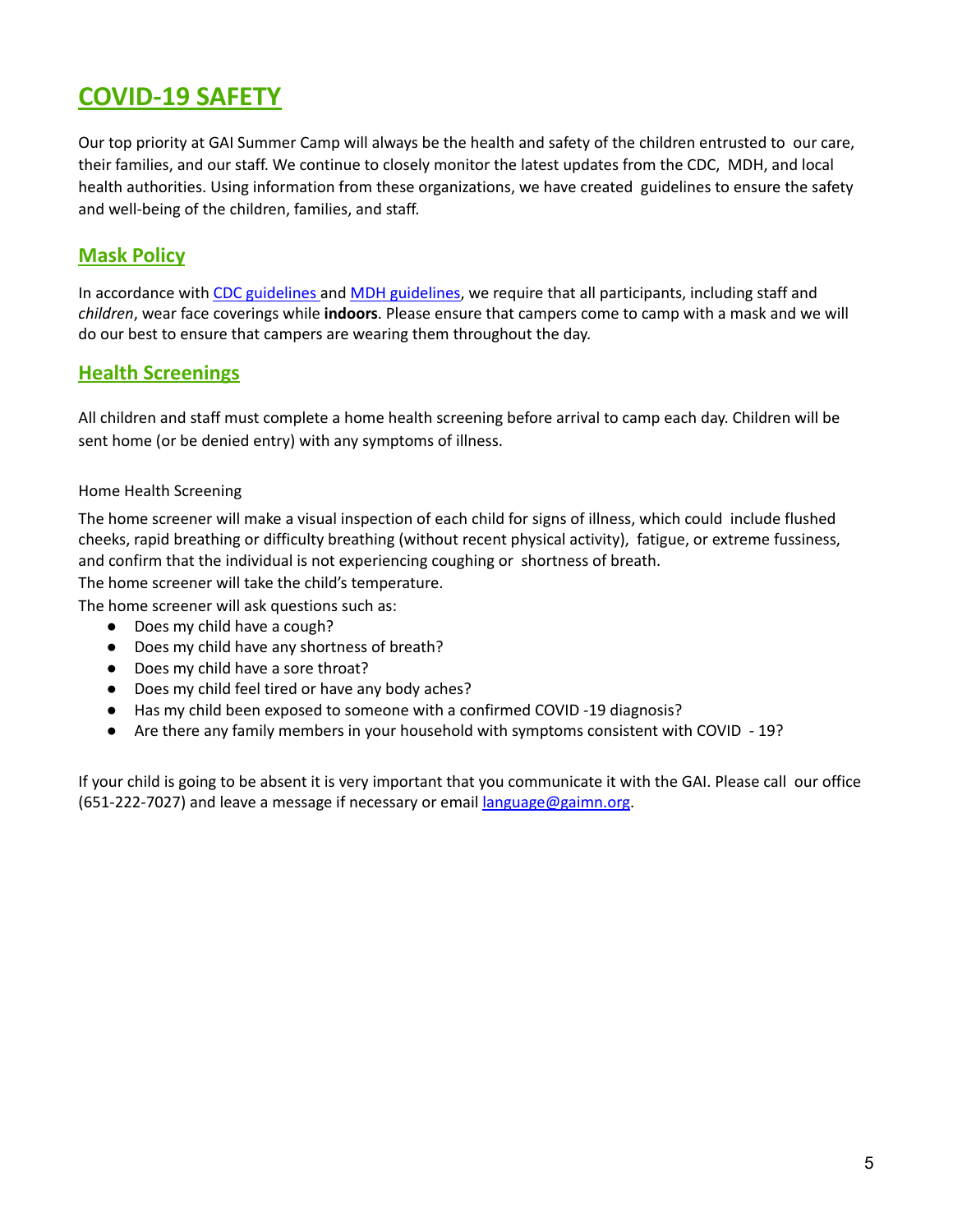# COVID-19 SAFETY

Our top priority at GAI Summer Camp will always be the health and safety of the children entrusted to our care, their families, and our staff. We continue to closely monitor the latest updates from the CDC, MDH, and local health authorities. Using information from these organizations, we have created guidelines to ensure the safety and well-being of the children, families, and staff.

## Mask Policy

In accordance with [CDC guidelines](#) and [MDH guidelines](#), we require that all participants, including staff and *children*, wear face coverings while **indoors**. Please ensure that campers come to camp with a mask and we will do our best to ensure that campers are wearing them throughout the day.

## Health Screenings

All children and staff must complete a home health screening before arrival to camp each day. Children will be sent home (or be denied entry) with any symptoms of illness.

Home Health Screening

The home screener will make a visual inspection of each child for signs of illness, which could include flushed cheeks, rapid breathing or difficulty breathing (without recent physical activity), fatigue, or extreme fussiness, and confirm that the individual is not experiencing coughing or shortness of breath.

The home screener will take the child's temperature.

The home screener will ask questions such as:

- Does my child have a cough?
- Does my child have any shortness of breath?
- Does my child have a sore throat?
- Does my child feel tired or have any body aches?
- Has my child been exposed to someone with a confirmed COVID -19 diagnosis?
- Are there any family members in your household with symptoms consistent with COVID - 19?

If your child is going to be absent it is very important that you communicate it with the GAI. Please call our office (651-222-7027) and leave a message if necessary or email [language@gaimn.org](mailto:language@gaimn.org).